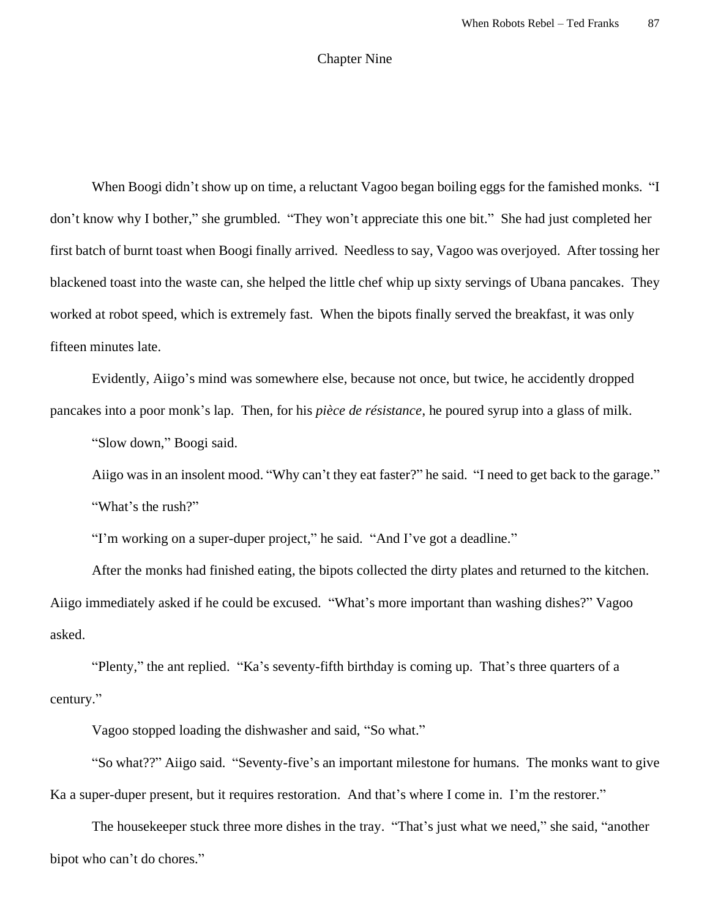# Chapter Nine

When Boogi didn't show up on time, a reluctant Vagoo began boiling eggs for the famished monks. "I don't know why I bother," she grumbled. "They won't appreciate this one bit." She had just completed her first batch of burnt toast when Boogi finally arrived. Needless to say, Vagoo was overjoyed. After tossing her blackened toast into the waste can, she helped the little chef whip up sixty servings of Ubana pancakes. They worked at robot speed, which is extremely fast. When the bipots finally served the breakfast, it was only fifteen minutes late.

Evidently, Aiigo's mind was somewhere else, because not once, but twice, he accidently dropped pancakes into a poor monk's lap. Then, for his *pièce de résistance*, he poured syrup into a glass of milk.

"Slow down," Boogi said.

Aiigo was in an insolent mood. "Why can't they eat faster?" he said. "I need to get back to the garage."

"What's the rush?"

"I'm working on a super-duper project," he said. "And I've got a deadline."

After the monks had finished eating, the bipots collected the dirty plates and returned to the kitchen. Aiigo immediately asked if he could be excused. "What's more important than washing dishes?" Vagoo asked.

"Plenty," the ant replied. "Ka's seventy-fifth birthday is coming up. That's three quarters of a century."

Vagoo stopped loading the dishwasher and said, "So what."

"So what??" Aiigo said. "Seventy-five's an important milestone for humans. The monks want to give Ka a super-duper present, but it requires restoration. And that's where I come in. I'm the restorer."

The housekeeper stuck three more dishes in the tray. "That's just what we need," she said, "another bipot who can't do chores."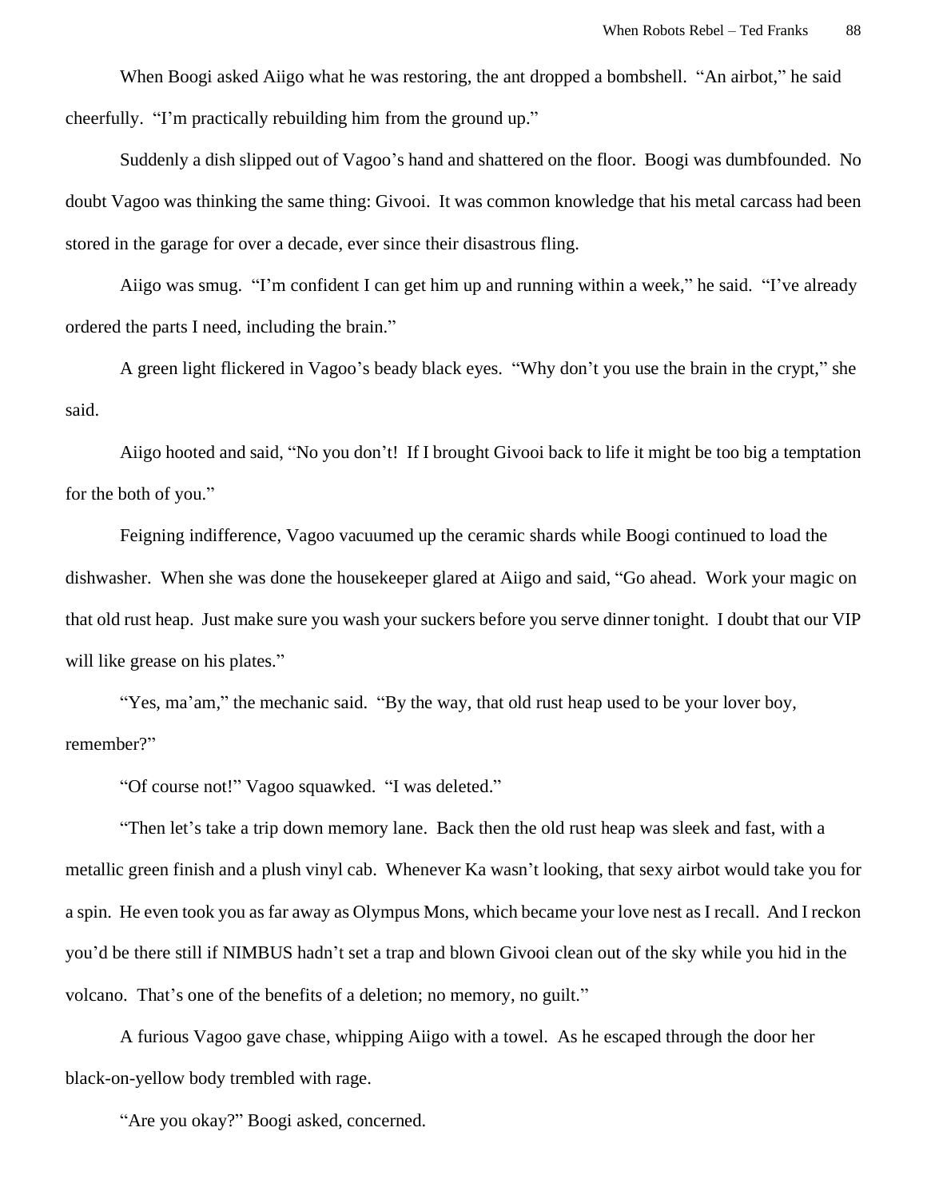When Boogi asked Aiigo what he was restoring, the ant dropped a bombshell. "An airbot," he said cheerfully. "I'm practically rebuilding him from the ground up."

Suddenly a dish slipped out of Vagoo's hand and shattered on the floor. Boogi was dumbfounded. No doubt Vagoo was thinking the same thing: Givooi. It was common knowledge that his metal carcass had been stored in the garage for over a decade, ever since their disastrous fling.

Aiigo was smug. "I'm confident I can get him up and running within a week," he said. "I've already ordered the parts I need, including the brain."

A green light flickered in Vagoo's beady black eyes. "Why don't you use the brain in the crypt," she said.

Aiigo hooted and said, "No you don't! If I brought Givooi back to life it might be too big a temptation for the both of you."

Feigning indifference, Vagoo vacuumed up the ceramic shards while Boogi continued to load the dishwasher. When she was done the housekeeper glared at Aiigo and said, "Go ahead. Work your magic on that old rust heap. Just make sure you wash your suckers before you serve dinner tonight. I doubt that our VIP will like grease on his plates."

"Yes, ma'am," the mechanic said. "By the way, that old rust heap used to be your lover boy, remember?"

"Of course not!" Vagoo squawked. "I was deleted."

"Then let's take a trip down memory lane. Back then the old rust heap was sleek and fast, with a metallic green finish and a plush vinyl cab. Whenever Ka wasn't looking, that sexy airbot would take you for a spin. He even took you as far away as Olympus Mons, which became your love nest as I recall. And I reckon you'd be there still if NIMBUS hadn't set a trap and blown Givooi clean out of the sky while you hid in the volcano. That's one of the benefits of a deletion; no memory, no guilt."

A furious Vagoo gave chase, whipping Aiigo with a towel. As he escaped through the door her black-on-yellow body trembled with rage.

"Are you okay?" Boogi asked, concerned.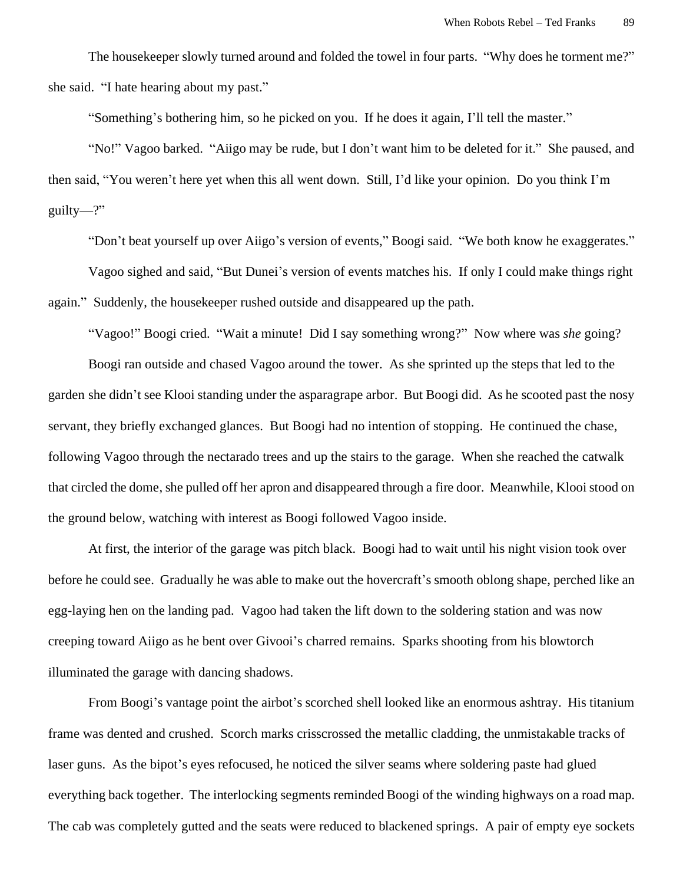The housekeeper slowly turned around and folded the towel in four parts. "Why does he torment me?" she said. "I hate hearing about my past."

"Something's bothering him, so he picked on you. If he does it again, I'll tell the master."

"No!" Vagoo barked. "Aiigo may be rude, but I don't want him to be deleted for it." She paused, and then said, "You weren't here yet when this all went down. Still, I'd like your opinion. Do you think I'm guilty—?"

"Don't beat yourself up over Aiigo's version of events," Boogi said. "We both know he exaggerates."

Vagoo sighed and said, "But Dunei's version of events matches his. If only I could make things right again." Suddenly, the housekeeper rushed outside and disappeared up the path.

"Vagoo!" Boogi cried. "Wait a minute! Did I say something wrong?" Now where was *she* going?

Boogi ran outside and chased Vagoo around the tower. As she sprinted up the steps that led to the garden she didn't see Klooi standing under the asparagrape arbor. But Boogi did. As he scooted past the nosy servant, they briefly exchanged glances. But Boogi had no intention of stopping. He continued the chase, following Vagoo through the nectarado trees and up the stairs to the garage. When she reached the catwalk that circled the dome, she pulled off her apron and disappeared through a fire door. Meanwhile, Klooi stood on the ground below, watching with interest as Boogi followed Vagoo inside.

At first, the interior of the garage was pitch black. Boogi had to wait until his night vision took over before he could see. Gradually he was able to make out the hovercraft's smooth oblong shape, perched like an egg-laying hen on the landing pad. Vagoo had taken the lift down to the soldering station and was now creeping toward Aiigo as he bent over Givooi's charred remains. Sparks shooting from his blowtorch illuminated the garage with dancing shadows.

From Boogi's vantage point the airbot's scorched shell looked like an enormous ashtray. His titanium frame was dented and crushed. Scorch marks crisscrossed the metallic cladding, the unmistakable tracks of laser guns. As the bipot's eyes refocused, he noticed the silver seams where soldering paste had glued everything back together. The interlocking segments reminded Boogi of the winding highways on a road map. The cab was completely gutted and the seats were reduced to blackened springs. A pair of empty eye sockets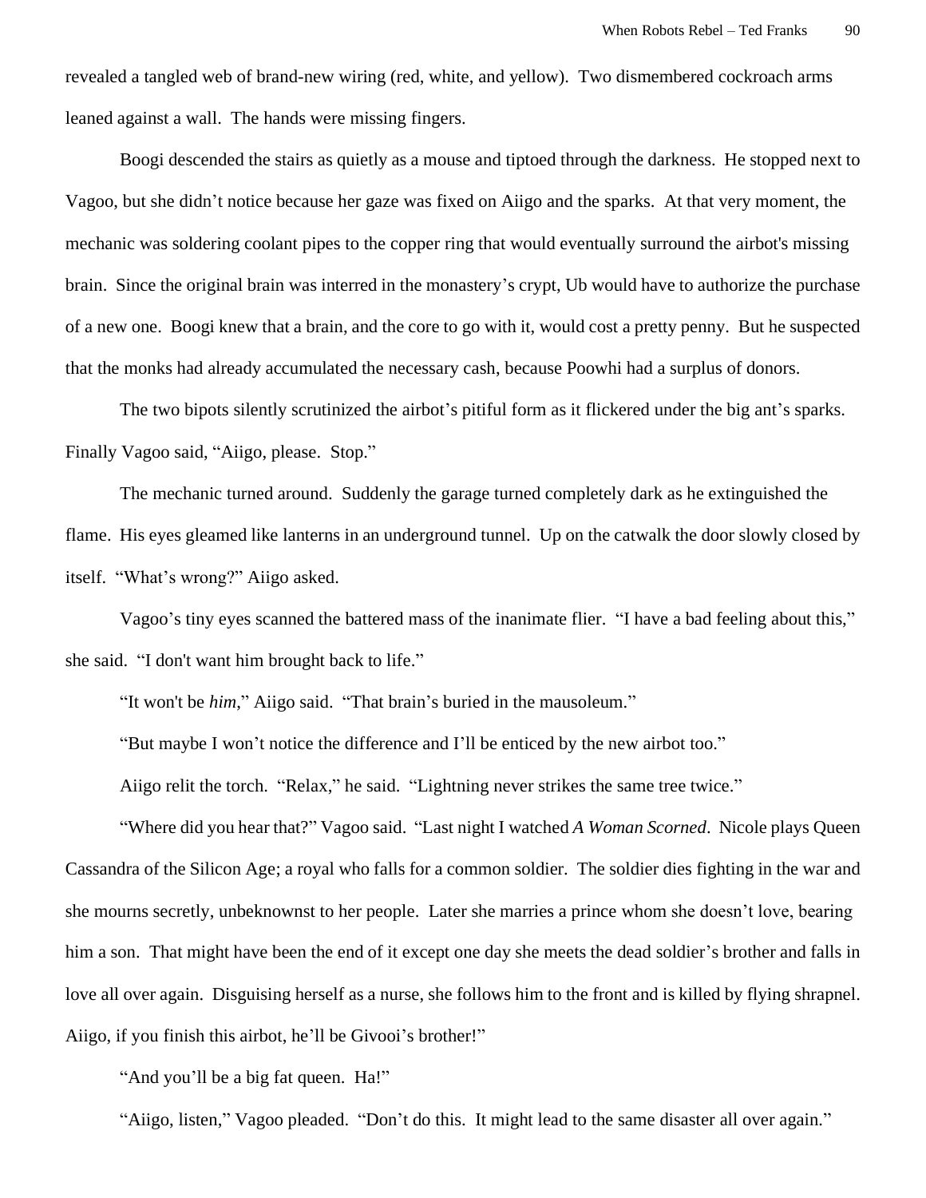revealed a tangled web of brand-new wiring (red, white, and yellow). Two dismembered cockroach arms leaned against a wall. The hands were missing fingers.

Boogi descended the stairs as quietly as a mouse and tiptoed through the darkness. He stopped next to Vagoo, but she didn't notice because her gaze was fixed on Aiigo and the sparks. At that very moment, the mechanic was soldering coolant pipes to the copper ring that would eventually surround the airbot's missing brain. Since the original brain was interred in the monastery's crypt, Ub would have to authorize the purchase of a new one. Boogi knew that a brain, and the core to go with it, would cost a pretty penny. But he suspected that the monks had already accumulated the necessary cash, because Poowhi had a surplus of donors.

The two bipots silently scrutinized the airbot's pitiful form as it flickered under the big ant's sparks. Finally Vagoo said, "Aiigo, please. Stop."

The mechanic turned around. Suddenly the garage turned completely dark as he extinguished the flame. His eyes gleamed like lanterns in an underground tunnel. Up on the catwalk the door slowly closed by itself. "What's wrong?" Aiigo asked.

Vagoo's tiny eyes scanned the battered mass of the inanimate flier. "I have a bad feeling about this," she said. "I don't want him brought back to life."

"It won't be *him*," Aiigo said. "That brain's buried in the mausoleum."

"But maybe I won't notice the difference and I'll be enticed by the new airbot too."

Aiigo relit the torch. "Relax," he said. "Lightning never strikes the same tree twice."

"Where did you hear that?" Vagoo said. "Last night I watched *A Woman Scorned*. Nicole plays Queen Cassandra of the Silicon Age; a royal who falls for a common soldier. The soldier dies fighting in the war and she mourns secretly, unbeknownst to her people. Later she marries a prince whom she doesn't love, bearing him a son. That might have been the end of it except one day she meets the dead soldier's brother and falls in love all over again. Disguising herself as a nurse, she follows him to the front and is killed by flying shrapnel. Aiigo, if you finish this airbot, he'll be Givooi's brother!"

"And you'll be a big fat queen. Ha!"

"Aiigo, listen," Vagoo pleaded. "Don't do this. It might lead to the same disaster all over again."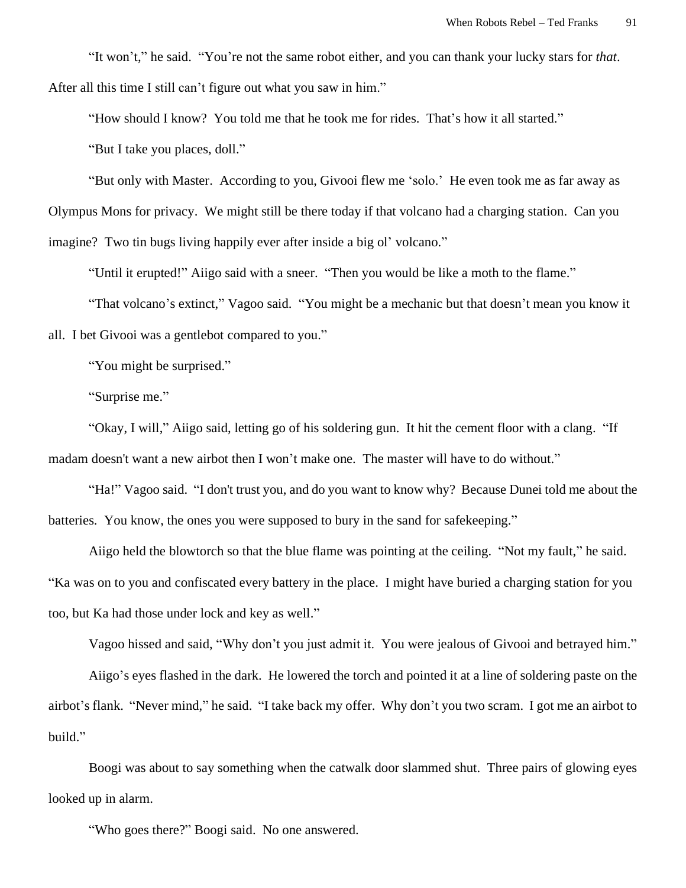"It won't," he said. "You're not the same robot either, and you can thank your lucky stars for *that*. After all this time I still can't figure out what you saw in him."

"How should I know? You told me that he took me for rides. That's how it all started."

"But I take you places, doll."

"But only with Master. According to you, Givooi flew me 'solo.' He even took me as far away as Olympus Mons for privacy. We might still be there today if that volcano had a charging station. Can you imagine? Two tin bugs living happily ever after inside a big ol' volcano."

"Until it erupted!" Aiigo said with a sneer. "Then you would be like a moth to the flame."

"That volcano's extinct," Vagoo said. "You might be a mechanic but that doesn't mean you know it all. I bet Givooi was a gentlebot compared to you."

"You might be surprised."

"Surprise me."

"Okay, I will," Aiigo said, letting go of his soldering gun. It hit the cement floor with a clang. "If madam doesn't want a new airbot then I won't make one. The master will have to do without."

"Ha!" Vagoo said. "I don't trust you, and do you want to know why? Because Dunei told me about the batteries. You know, the ones you were supposed to bury in the sand for safekeeping."

Aiigo held the blowtorch so that the blue flame was pointing at the ceiling. "Not my fault," he said. "Ka was on to you and confiscated every battery in the place. I might have buried a charging station for you too, but Ka had those under lock and key as well."

Vagoo hissed and said, "Why don't you just admit it. You were jealous of Givooi and betrayed him."

Aiigo's eyes flashed in the dark. He lowered the torch and pointed it at a line of soldering paste on the airbot's flank. "Never mind," he said. "I take back my offer. Why don't you two scram. I got me an airbot to build."

Boogi was about to say something when the catwalk door slammed shut. Three pairs of glowing eyes looked up in alarm.

"Who goes there?" Boogi said. No one answered.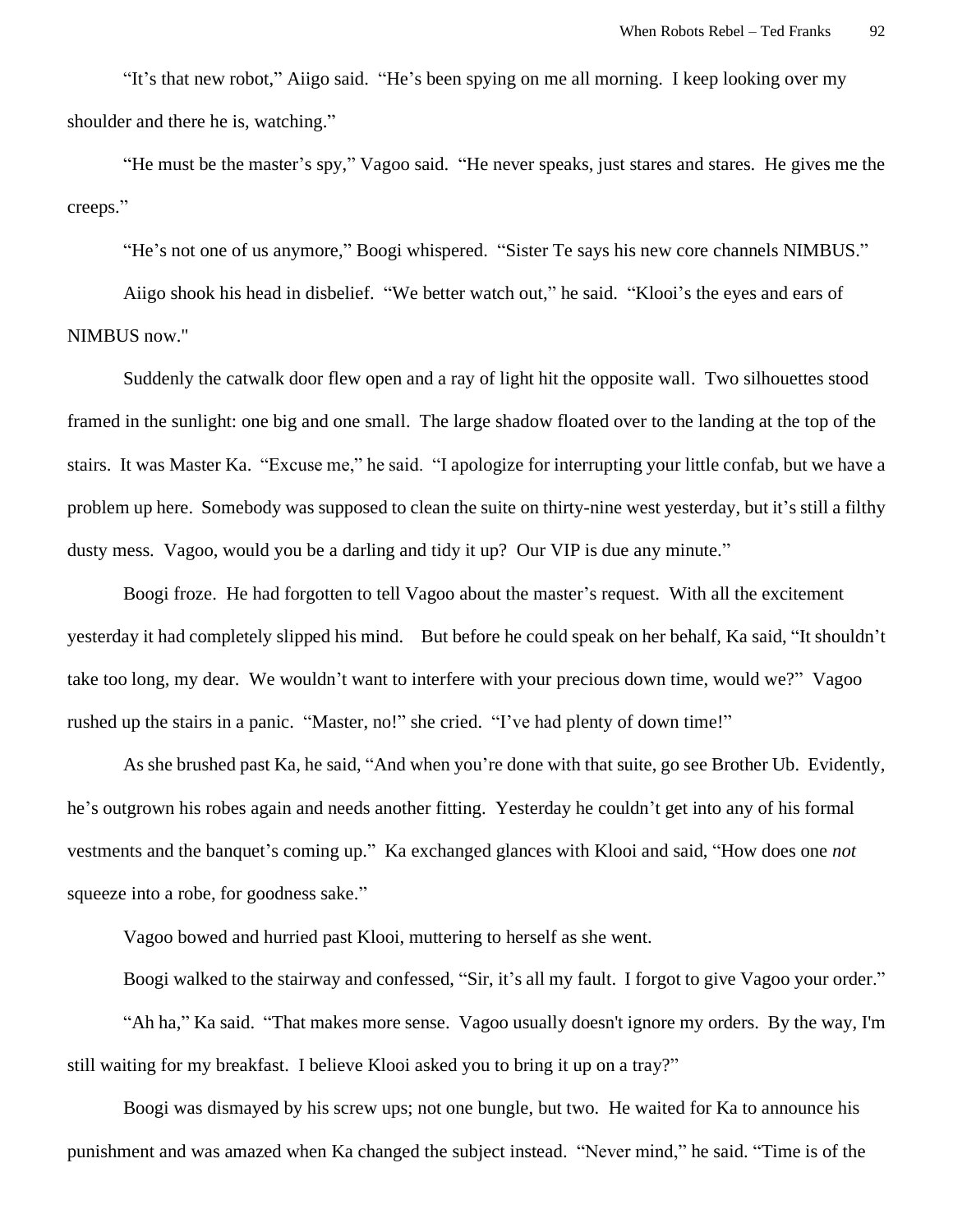"It's that new robot," Aiigo said. "He's been spying on me all morning. I keep looking over my shoulder and there he is, watching."

"He must be the master's spy," Vagoo said. "He never speaks, just stares and stares. He gives me the creeps."

"He's not one of us anymore," Boogi whispered. "Sister Te says his new core channels NIMBUS."

Aiigo shook his head in disbelief. "We better watch out," he said. "Klooi's the eyes and ears of NIMBUS now."

Suddenly the catwalk door flew open and a ray of light hit the opposite wall. Two silhouettes stood framed in the sunlight: one big and one small. The large shadow floated over to the landing at the top of the stairs. It was Master Ka. "Excuse me," he said. "I apologize for interrupting your little confab, but we have a problem up here. Somebody was supposed to clean the suite on thirty-nine west yesterday, but it's still a filthy dusty mess. Vagoo, would you be a darling and tidy it up? Our VIP is due any minute."

Boogi froze. He had forgotten to tell Vagoo about the master's request. With all the excitement yesterday it had completely slipped his mind. But before he could speak on her behalf, Ka said, "It shouldn't take too long, my dear. We wouldn't want to interfere with your precious down time, would we?" Vagoo rushed up the stairs in a panic. "Master, no!" she cried. "I've had plenty of down time!"

As she brushed past Ka, he said, "And when you're done with that suite, go see Brother Ub. Evidently, he's outgrown his robes again and needs another fitting. Yesterday he couldn't get into any of his formal vestments and the banquet's coming up." Ka exchanged glances with Klooi and said, "How does one *not* squeeze into a robe, for goodness sake."

Vagoo bowed and hurried past Klooi, muttering to herself as she went.

Boogi walked to the stairway and confessed, "Sir, it's all my fault. I forgot to give Vagoo your order."

"Ah ha," Ka said. "That makes more sense. Vagoo usually doesn't ignore my orders. By the way, I'm still waiting for my breakfast. I believe Klooi asked you to bring it up on a tray?"

Boogi was dismayed by his screw ups; not one bungle, but two. He waited for Ka to announce his punishment and was amazed when Ka changed the subject instead. "Never mind," he said. "Time is of the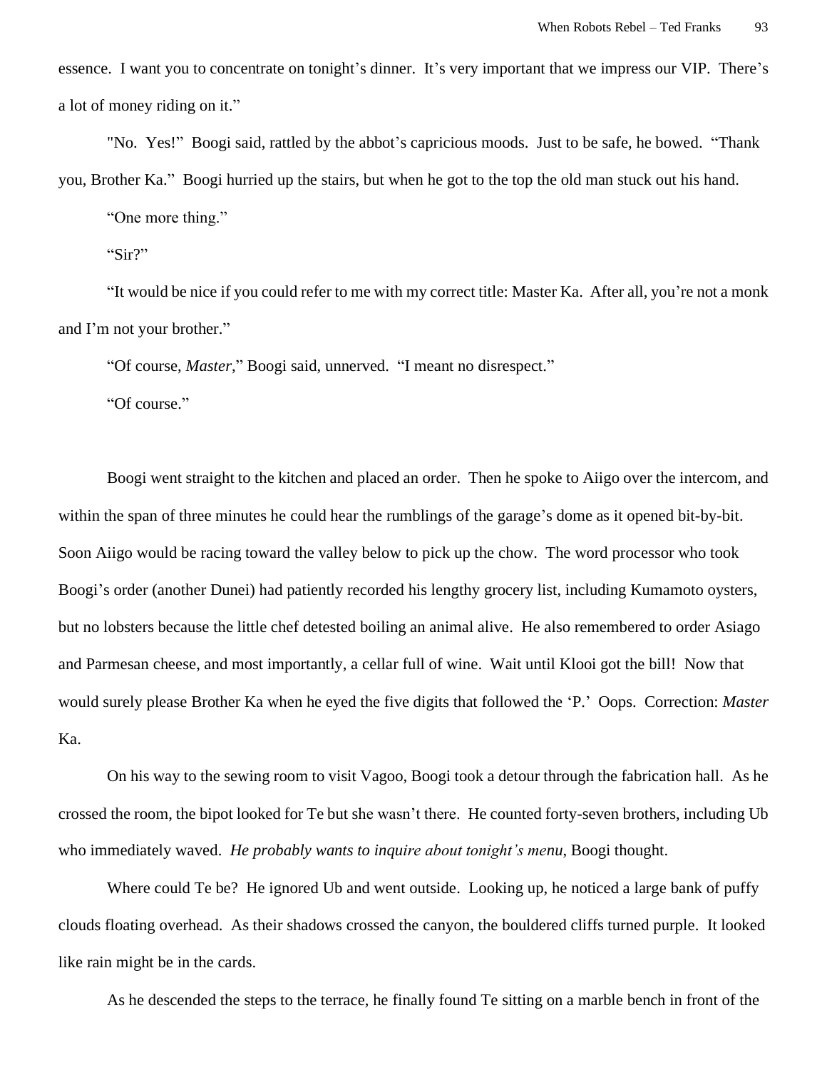essence. I want you to concentrate on tonight's dinner. It's very important that we impress our VIP. There's a lot of money riding on it."

"No. Yes!" Boogi said, rattled by the abbot's capricious moods. Just to be safe, he bowed. "Thank you, Brother Ka." Boogi hurried up the stairs, but when he got to the top the old man stuck out his hand.

"One more thing."

"Sir?"

"It would be nice if you could refer to me with my correct title: Master Ka. After all, you're not a monk and I'm not your brother."

"Of course, *Master*," Boogi said, unnerved. "I meant no disrespect."

"Of course."

Boogi went straight to the kitchen and placed an order. Then he spoke to Aiigo over the intercom, and within the span of three minutes he could hear the rumblings of the garage's dome as it opened bit-by-bit. Soon Aiigo would be racing toward the valley below to pick up the chow. The word processor who took Boogi's order (another Dunei) had patiently recorded his lengthy grocery list, including Kumamoto oysters, but no lobsters because the little chef detested boiling an animal alive. He also remembered to order Asiago and Parmesan cheese, and most importantly, a cellar full of wine. Wait until Klooi got the bill! Now that would surely please Brother Ka when he eyed the five digits that followed the 'P.' Oops. Correction: *Master* Ka.

On his way to the sewing room to visit Vagoo, Boogi took a detour through the fabrication hall. As he crossed the room, the bipot looked for Te but she wasn't there. He counted forty-seven brothers, including Ub who immediately waved. *He probably wants to inquire about tonight's menu*, Boogi thought.

Where could Te be? He ignored Ub and went outside. Looking up, he noticed a large bank of puffy clouds floating overhead. As their shadows crossed the canyon, the bouldered cliffs turned purple. It looked like rain might be in the cards.

As he descended the steps to the terrace, he finally found Te sitting on a marble bench in front of the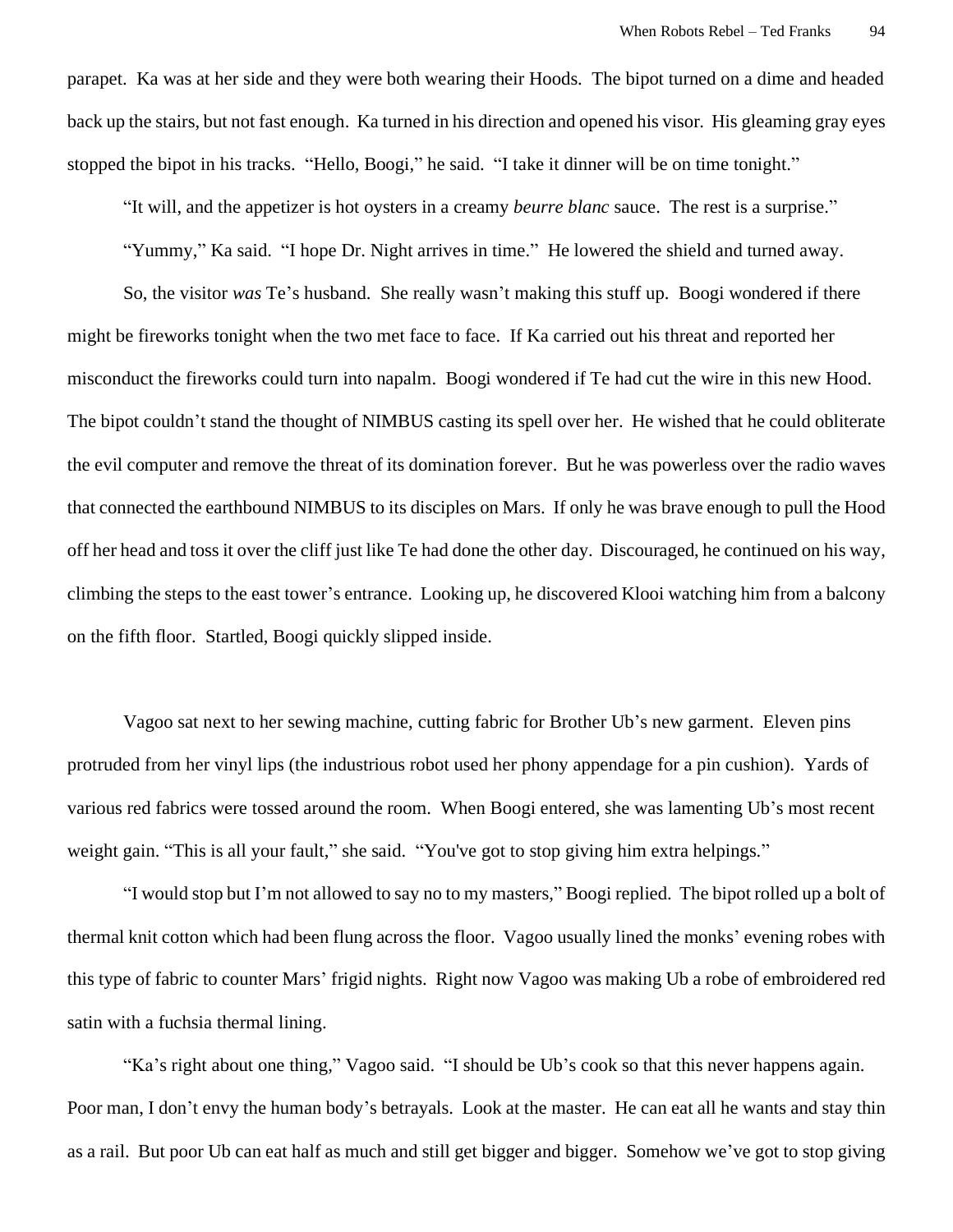parapet. Ka was at her side and they were both wearing their Hoods. The bipot turned on a dime and headed back up the stairs, but not fast enough. Ka turned in his direction and opened his visor. His gleaming gray eyes stopped the bipot in his tracks. "Hello, Boogi," he said. "I take it dinner will be on time tonight."

"It will, and the appetizer is hot oysters in a creamy *beurre blanc* sauce. The rest is a surprise."

"Yummy," Ka said. "I hope Dr. Night arrives in time." He lowered the shield and turned away.

So, the visitor *was* Te's husband. She really wasn't making this stuff up. Boogi wondered if there might be fireworks tonight when the two met face to face. If Ka carried out his threat and reported her misconduct the fireworks could turn into napalm. Boogi wondered if Te had cut the wire in this new Hood. The bipot couldn't stand the thought of NIMBUS casting its spell over her. He wished that he could obliterate the evil computer and remove the threat of its domination forever. But he was powerless over the radio waves that connected the earthbound NIMBUS to its disciples on Mars. If only he was brave enough to pull the Hood off her head and toss it over the cliff just like Te had done the other day. Discouraged, he continued on his way, climbing the steps to the east tower's entrance. Looking up, he discovered Klooi watching him from a balcony on the fifth floor. Startled, Boogi quickly slipped inside.

Vagoo sat next to her sewing machine, cutting fabric for Brother Ub's new garment. Eleven pins protruded from her vinyl lips (the industrious robot used her phony appendage for a pin cushion). Yards of various red fabrics were tossed around the room. When Boogi entered, she was lamenting Ub's most recent weight gain. "This is all your fault," she said. "You've got to stop giving him extra helpings."

"I would stop but I'm not allowed to say no to my masters," Boogi replied. The bipot rolled up a bolt of thermal knit cotton which had been flung across the floor. Vagoo usually lined the monks' evening robes with this type of fabric to counter Mars' frigid nights. Right now Vagoo was making Ub a robe of embroidered red satin with a fuchsia thermal lining.

"Ka's right about one thing," Vagoo said. "I should be Ub's cook so that this never happens again. Poor man, I don't envy the human body's betrayals. Look at the master. He can eat all he wants and stay thin as a rail. But poor Ub can eat half as much and still get bigger and bigger. Somehow we've got to stop giving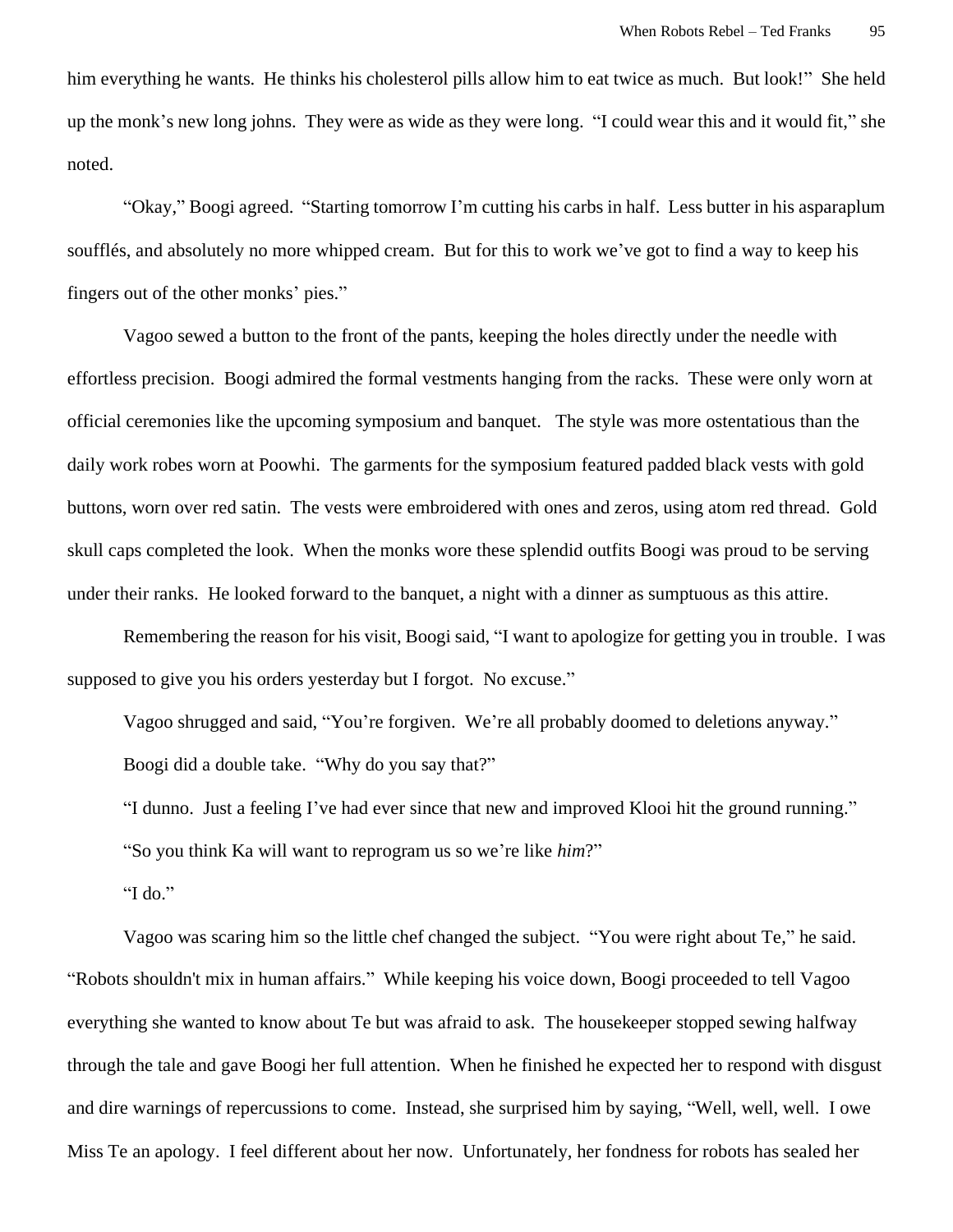him everything he wants. He thinks his cholesterol pills allow him to eat twice as much. But look!" She held up the monk's new long johns. They were as wide as they were long. "I could wear this and it would fit," she noted.

"Okay," Boogi agreed. "Starting tomorrow I'm cutting his carbs in half. Less butter in his asparaplum soufflés, and absolutely no more whipped cream. But for this to work we've got to find a way to keep his fingers out of the other monks' pies."

Vagoo sewed a button to the front of the pants, keeping the holes directly under the needle with effortless precision. Boogi admired the formal vestments hanging from the racks. These were only worn at official ceremonies like the upcoming symposium and banquet. The style was more ostentatious than the daily work robes worn at Poowhi. The garments for the symposium featured padded black vests with gold buttons, worn over red satin. The vests were embroidered with ones and zeros, using atom red thread. Gold skull caps completed the look. When the monks wore these splendid outfits Boogi was proud to be serving under their ranks. He looked forward to the banquet, a night with a dinner as sumptuous as this attire.

Remembering the reason for his visit, Boogi said, "I want to apologize for getting you in trouble. I was supposed to give you his orders yesterday but I forgot. No excuse."

Vagoo shrugged and said, "You're forgiven. We're all probably doomed to deletions anyway."

Boogi did a double take. "Why do you say that?"

"I dunno. Just a feeling I've had ever since that new and improved Klooi hit the ground running."

"So you think Ka will want to reprogram us so we're like *him*?"

"I do."

Vagoo was scaring him so the little chef changed the subject. "You were right about Te," he said. "Robots shouldn't mix in human affairs." While keeping his voice down, Boogi proceeded to tell Vagoo everything she wanted to know about Te but was afraid to ask. The housekeeper stopped sewing halfway through the tale and gave Boogi her full attention. When he finished he expected her to respond with disgust and dire warnings of repercussions to come. Instead, she surprised him by saying, "Well, well, well. I owe Miss Te an apology. I feel different about her now. Unfortunately, her fondness for robots has sealed her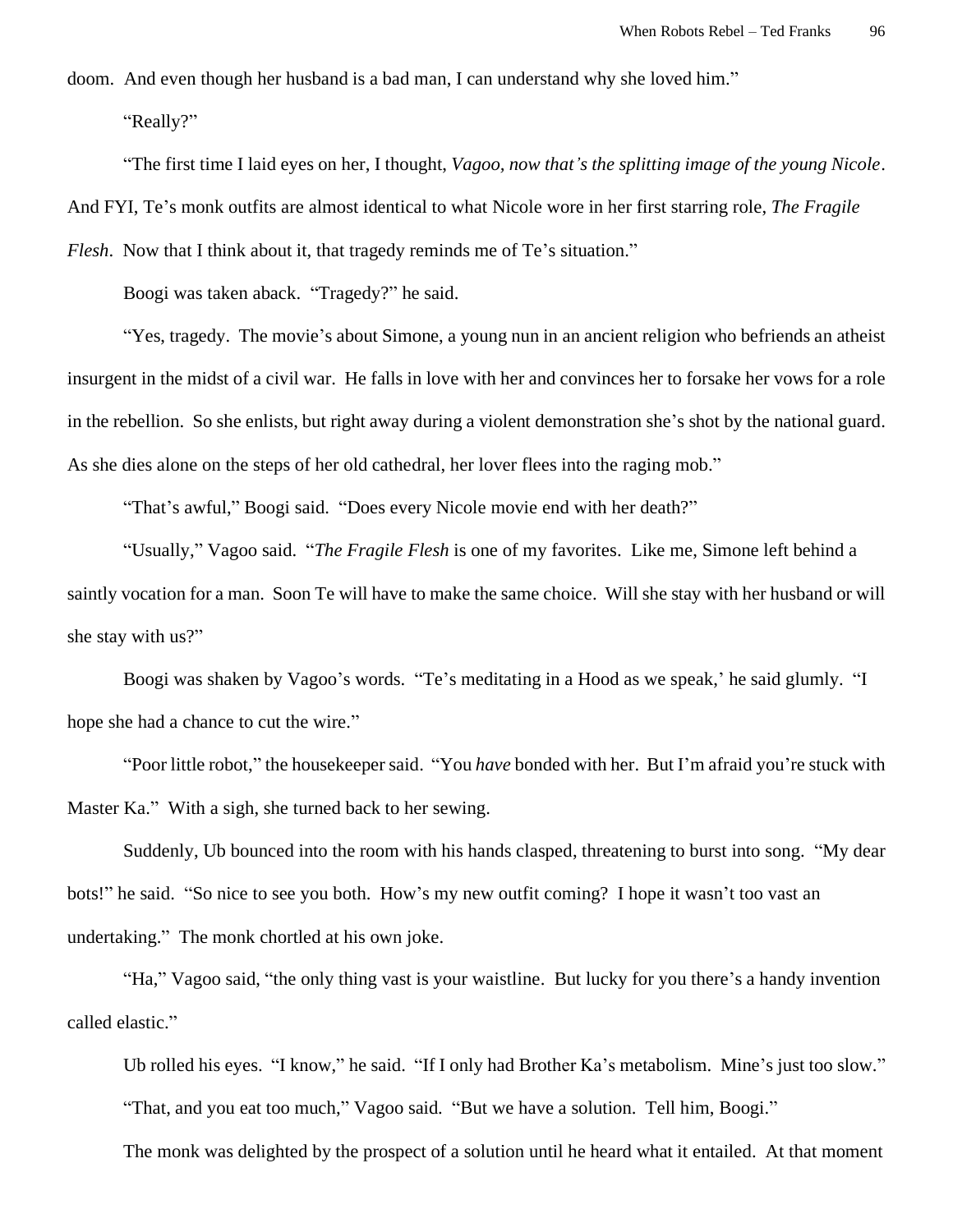doom. And even though her husband is a bad man, I can understand why she loved him."

"Really?"

"The first time I laid eyes on her, I thought, *Vagoo, now that's the splitting image of the young Nicole*. And FYI, Te's monk outfits are almost identical to what Nicole wore in her first starring role, *The Fragile Flesh*. Now that I think about it, that tragedy reminds me of Te's situation."

Boogi was taken aback. "Tragedy?" he said.

"Yes, tragedy. The movie's about Simone, a young nun in an ancient religion who befriends an atheist insurgent in the midst of a civil war. He falls in love with her and convinces her to forsake her vows for a role in the rebellion. So she enlists, but right away during a violent demonstration she's shot by the national guard. As she dies alone on the steps of her old cathedral, her lover flees into the raging mob."

"That's awful," Boogi said. "Does every Nicole movie end with her death?"

"Usually," Vagoo said. "*The Fragile Flesh* is one of my favorites. Like me, Simone left behind a saintly vocation for a man. Soon Te will have to make the same choice. Will she stay with her husband or will she stay with us?"

Boogi was shaken by Vagoo's words. "Te's meditating in a Hood as we speak,' he said glumly. "I hope she had a chance to cut the wire."

"Poor little robot," the housekeeper said. "You *have* bonded with her. But I'm afraid you're stuck with Master Ka." With a sigh, she turned back to her sewing.

Suddenly, Ub bounced into the room with his hands clasped, threatening to burst into song. "My dear bots!" he said. "So nice to see you both. How's my new outfit coming? I hope it wasn't too vast an undertaking." The monk chortled at his own joke.

"Ha," Vagoo said, "the only thing vast is your waistline. But lucky for you there's a handy invention called elastic."

Ub rolled his eyes. "I know," he said. "If I only had Brother Ka's metabolism. Mine's just too slow."

"That, and you eat too much," Vagoo said. "But we have a solution. Tell him, Boogi."

The monk was delighted by the prospect of a solution until he heard what it entailed. At that moment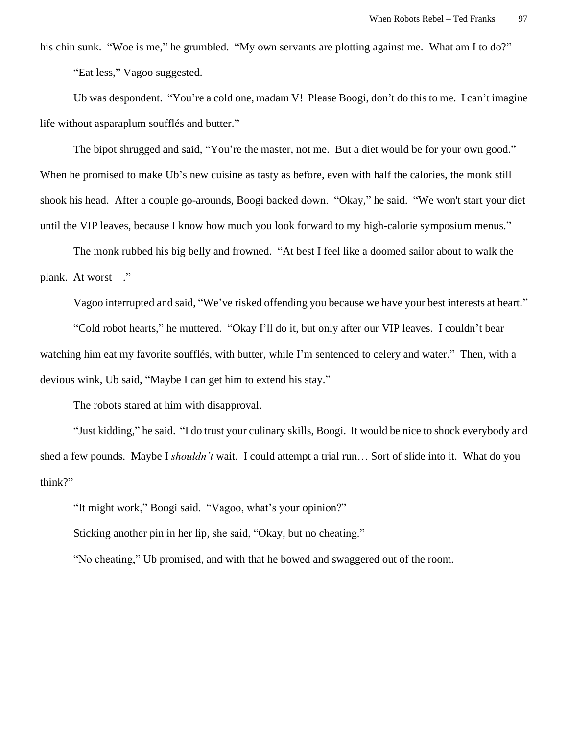his chin sunk. “Woe is me,” he grumbled. “My own servants are plotting against me. What am I to do?”

“Eat less,” Vagoo suggested.

Ub was despondent. “You’re a cold one, madam V! Please Boogi, don’t do this to me. I can’t imagine life without asparaplum soufflés and butter.”

The bipot shrugged and said, “You’re the master, not me. But a diet would be for your own good.” When he promised to make Ub’s new cuisine as tasty as before, even with half the calories, the monk still shook his head. After a couple go-arounds, Boogi backed down. “Okay,” he said. “We won't start your diet until the VIP leaves, because I know how much you look forward to my high-calorie symposium menus.”

The monk rubbed his big belly and frowned. “At best I feel like a doomed sailor about to walk the plank. At worst—.”

Vagoo interrupted and said, “We’ve risked offending you because we have your best interests at heart.”

“Cold robot hearts,” he muttered. “Okay I’ll do it, but only after our VIP leaves. I couldn’t bear watching him eat my favorite soufflés, with butter, while I’m sentenced to celery and water.” Then, with a devious wink, Ub said, “Maybe I can get him to extend his stay.”

The robots stared at him with disapproval.

“Just kidding,” he said. “I do trust your culinary skills, Boogi. It would be nice to shock everybody and shed a few pounds. Maybe I *shouldn’t* wait. I could attempt a trial run… Sort of slide into it. What do you think?”

“It might work,” Boogi said. “Vagoo, what’s your opinion?”

Sticking another pin in her lip, she said, “Okay, but no cheating.”

“No cheating,” Ub promised, and with that he bowed and swaggered out of the room.